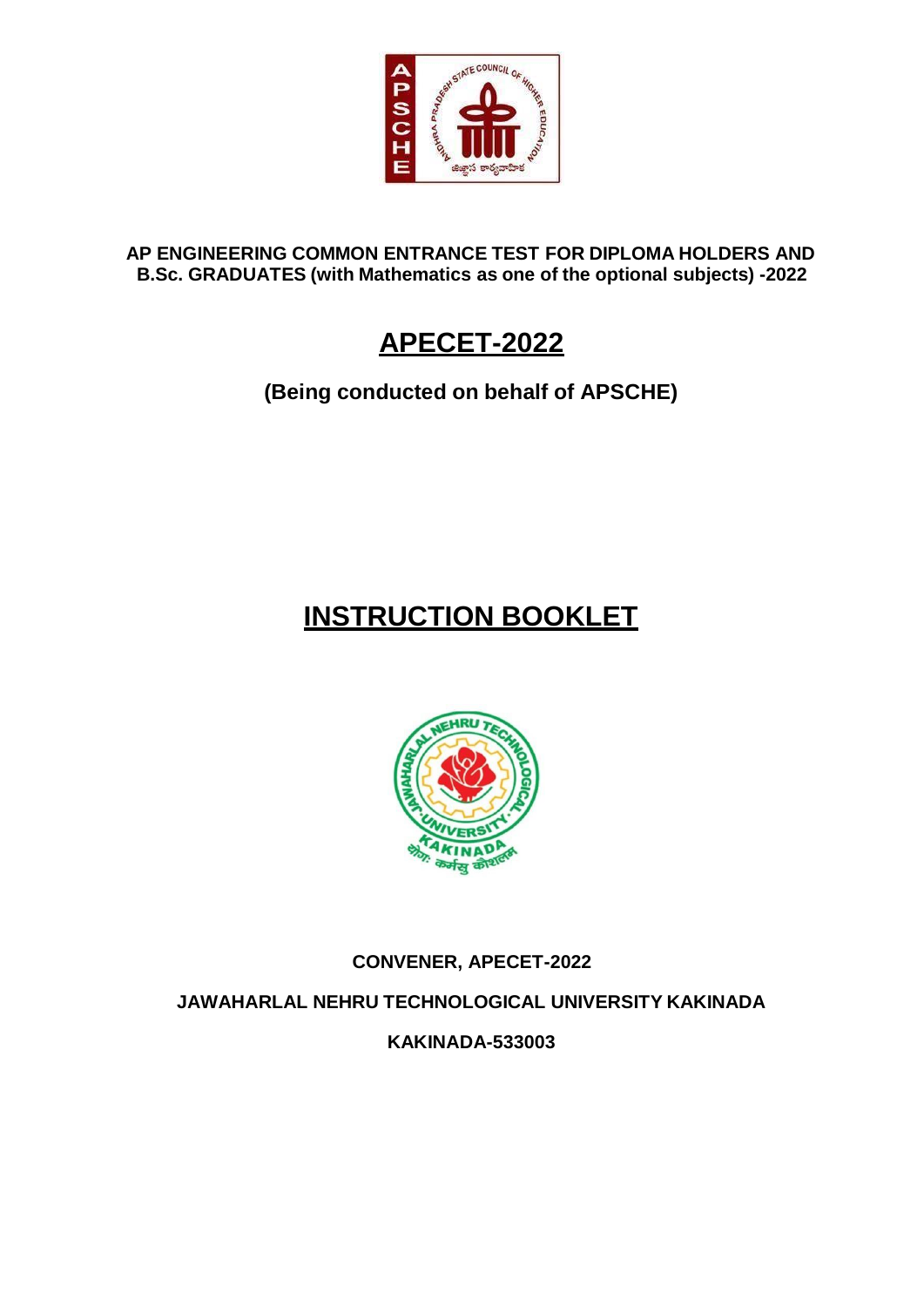**AP ENGINEERING COMMON ENTRANCE TEST FOR DIPLOMA HOLDERS AND B.Sc. GRADUATES (with Mathematics as one of the optional subjects) -2022**

# APECET-2022

**(Being conducted on behalf of APSCHE)**

# INSTRUCTION BOOKLET

**CONVENER, APECET-2022**

**JAWAHARLAL NEHRU TECHNOLOGICAL UNIVERSITY KAKINADA**

**KAKINADA-533003**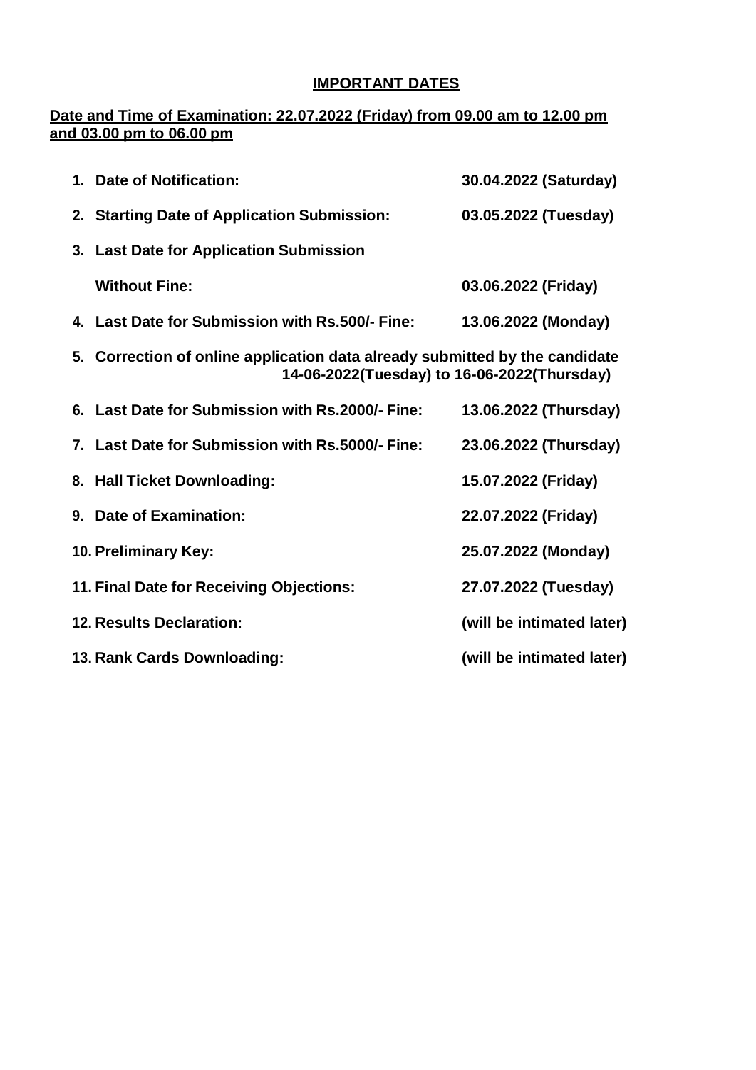## IMPORTANT DATES

**Date and Time of Examination: 22.07.2022 (Friday) from 09.00 am to 12.00 pm and 03.00 pm to 06.00 pm**

1. **Date of Notification:** **30.04.2022 (Saturday)**
2. **Starting Date of Application Submission:** **03.05.2022 (Tuesday)**
3. **Last Date for Application Submission Without Fine:** **03.06.2022 (Friday)**
4. **Last Date for Submission with Rs.500/- Fine:** **13.06.2022 (Monday)**
5. **Correction of online application data already submitted by the candidate 14-06-2022(Tuesday) to 16-06-2022(Thursday)**
6. **Last Date for Submission with Rs.2000/- Fine:** **13.06.2022 (Thursday)**
7. **Last Date for Submission with Rs.5000/- Fine:** **23.06.2022 (Thursday)**
8. **Hall Ticket Downloading:** **15.07.2022 (Friday)**
9. **Date of Examination:** **22.07.2022 (Friday)**
10. **Preliminary Key:** **25.07.2022 (Monday)**
11. **Final Date for Receiving Objections:** **27.07.2022 (Tuesday)**
12. **Results Declaration:** **(will be intimated later)**
13. **Rank Cards Downloading:** **(will be intimated later)**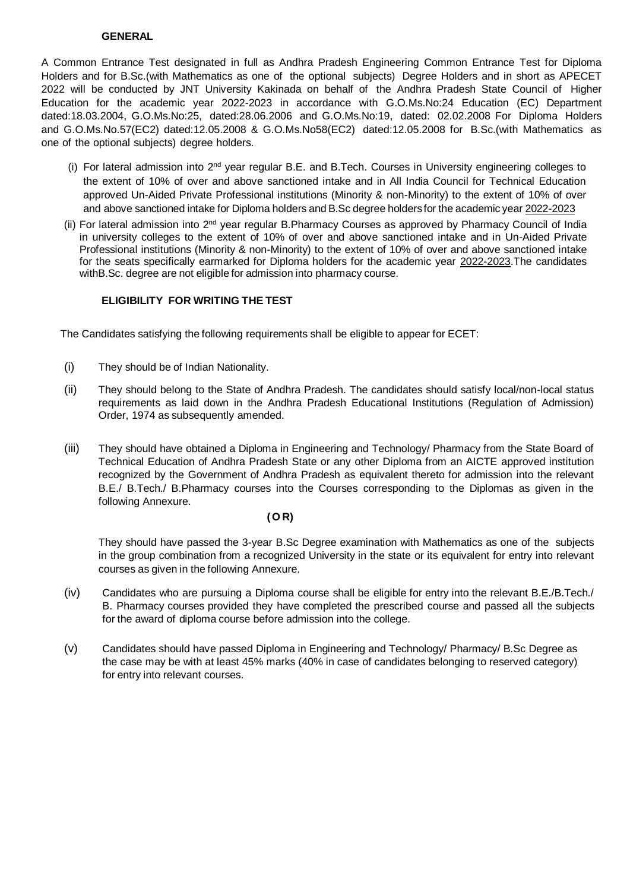## GENERAL

A Common Entrance Test designated in full as Andhra Pradesh Engineering Common Entrance Test for Diploma Holders and for B.Sc.(with Mathematics as one of the optional subjects) Degree Holders and in short as APECET 2022 will be conducted by JNT University Kakinada on behalf of the Andhra Pradesh State Council of Higher Education for the academic year 2022-2023 in accordance with G.O.Ms.No:24 Education (EC) Department dated:18.03.2004, G.O.Ms.No:25, dated:28.06.2006 and G.O.Ms.No:19, dated: 02.02.2008 For Diploma Holders and G.O.Ms.No.57(EC2) dated:12.05.2008 & G.O.Ms.No58(EC2) dated:12.05.2008 for B.Sc.(with Mathematics as one of the optional subjects) degree holders.

(i) For lateral admission into 2nd year regular B.E. and B.Tech. Courses in University engineering colleges to the extent of 10% of over and above sanctioned intake and in All India Council for Technical Education approved Un-Aided Private Professional institutions (Minority & non-Minority) to the extent of 10% of over and above sanctioned intake for Diploma holders and B.Sc degree holders for the academic year 2022-2023

(ii) For lateral admission into 2nd year regular B.Pharmacy Courses as approved by Pharmacy Council of India in university colleges to the extent of 10% of over and above sanctioned intake and in Un-Aided Private Professional institutions (Minority & non-Minority) to the extent of 10% of over and above sanctioned intake for the seats specifically earmarked for Diploma holders for the academic year 2022-2023.The candidates withB.Sc. degree are not eligible for admission into pharmacy course.

## ELIGIBILITY FOR WRITING THE TEST

The Candidates satisfying the following requirements shall be eligible to appear for ECET:

(i) They should be of Indian Nationality.

(ii) They should belong to the State of Andhra Pradesh. The candidates should satisfy local/non-local status requirements as laid down in the Andhra Pradesh Educational Institutions (Regulation of Admission) Order, 1974 as subsequently amended.

(iii) They should have obtained a Diploma in Engineering and Technology/ Pharmacy from the State Board of Technical Education of Andhra Pradesh State or any other Diploma from an AICTE approved institution recognized by the Government of Andhra Pradesh as equivalent thereto for admission into the relevant B.E./ B.Tech./ B.Pharmacy courses into the Courses corresponding to the Diplomas as given in the following Annexure.

**(O R)**

They should have passed the 3-year B.Sc Degree examination with Mathematics as one of the subjects in the group combination from a recognized University in the state or its equivalent for entry into relevant courses as given in the following Annexure.

(iv) Candidates who are pursuing a Diploma course shall be eligible for entry into the relevant B.E./B.Tech./ B. Pharmacy courses provided they have completed the prescribed course and passed all the subjects for the award of diploma course before admission into the college.

(v) Candidates should have passed Diploma in Engineering and Technology/ Pharmacy/ B.Sc Degree as the case may be with at least 45% marks (40% in case of candidates belonging to reserved category) for entry into relevant courses.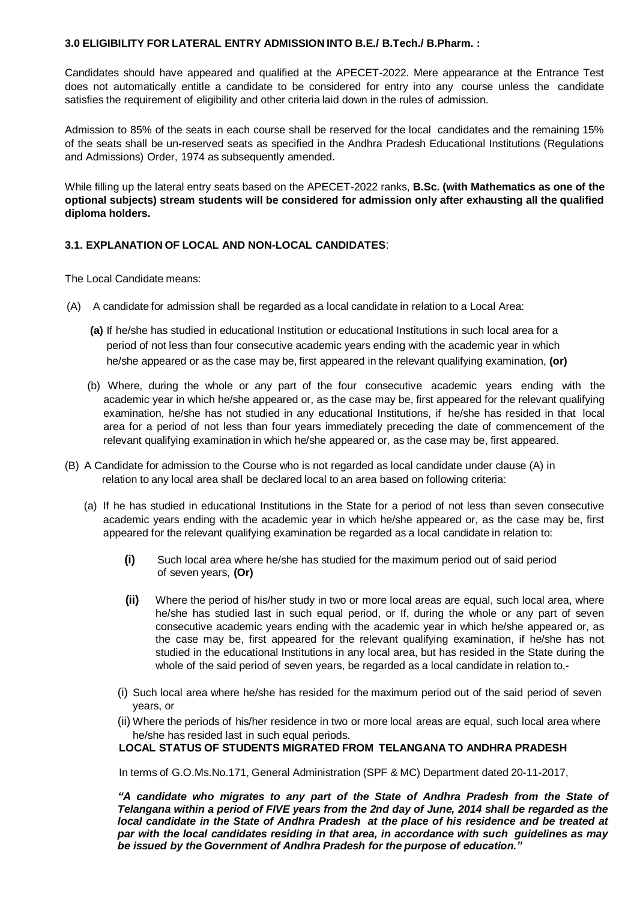### 3.0 ELIGIBILITY FOR LATERAL ENTRY ADMISSION INTO B.E./ B.Tech./ B.Pharm. :

Candidates should have appeared and qualified at the APECET-2022. Mere appearance at the Entrance Test does not automatically entitle a candidate to be considered for entry into any course unless the candidate satisfies the requirement of eligibility and other criteria laid down in the rules of admission.

Admission to 85% of the seats in each course shall be reserved for the local candidates and the remaining 15% of the seats shall be un-reserved seats as specified in the Andhra Pradesh Educational Institutions (Regulations and Admissions) Order, 1974 as subsequently amended.

While filling up the lateral entry seats based on the APECET-2022 ranks, **B.Sc. (with Mathematics as one of the optional subjects) stream students will be considered for admission only after exhausting all the qualified diploma holders.**

### 3.1. EXPLANATION OF LOCAL AND NON-LOCAL CANDIDATES:

The Local Candidate means:

(A) A candidate for admission shall be regarded as a local candidate in relation to a Local Area:

**(a)** If he/she has studied in educational Institution or educational Institutions in such local area for a period of not less than four consecutive academic years ending with the academic year in which he/she appeared or as the case may be, first appeared in the relevant qualifying examination, **(or)**

(b) Where, during the whole or any part of the four consecutive academic years ending with the academic year in which he/she appeared or, as the case may be, first appeared for the relevant qualifying examination, he/she has not studied in any educational Institutions, if he/she has resided in that local area for a period of not less than four years immediately preceding the date of commencement of the relevant qualifying examination in which he/she appeared or, as the case may be, first appeared.

(B) A Candidate for admission to the Course who is not regarded as local candidate under clause (A) in relation to any local area shall be declared local to an area based on following criteria:

(a) If he has studied in educational Institutions in the State for a period of not less than seven consecutive academic years ending with the academic year in which he/she appeared or, as the case may be, first appeared for the relevant qualifying examination be regarded as a local candidate in relation to:

**(i)** Such local area where he/she has studied for the maximum period out of said period of seven years, **(Or)**

**(ii)** Where the period of his/her study in two or more local areas are equal, such local area, where he/she has studied last in such equal period, or If, during the whole or any part of seven consecutive academic years ending with the academic year in which he/she appeared or, as the case may be, first appeared for the relevant qualifying examination, if he/she has not studied in the educational Institutions in any local area, but has resided in the State during the whole of the said period of seven years, be regarded as a local candidate in relation to,-

(i) Such local area where he/she has resided for the maximum period out of the said period of seven years, or

(ii) Where the periods of his/her residence in two or more local areas are equal, such local area where he/she has resided last in such equal periods.

**LOCAL STATUS OF STUDENTS MIGRATED FROM TELANGANA TO ANDHRA PRADESH**

In terms of G.O.Ms.No.171, General Administration (SPF & MC) Department dated 20-11-2017,

***"A candidate who migrates to any part of the State of Andhra Pradesh from the State of Telangana within a period of FIVE years from the 2nd day of June, 2014 shall be regarded as the local candidate in the State of Andhra Pradesh at the place of his residence and be treated at par with the local candidates residing in that area, in accordance with such guidelines as may be issued by the Government of Andhra Pradesh for the purpose of education."***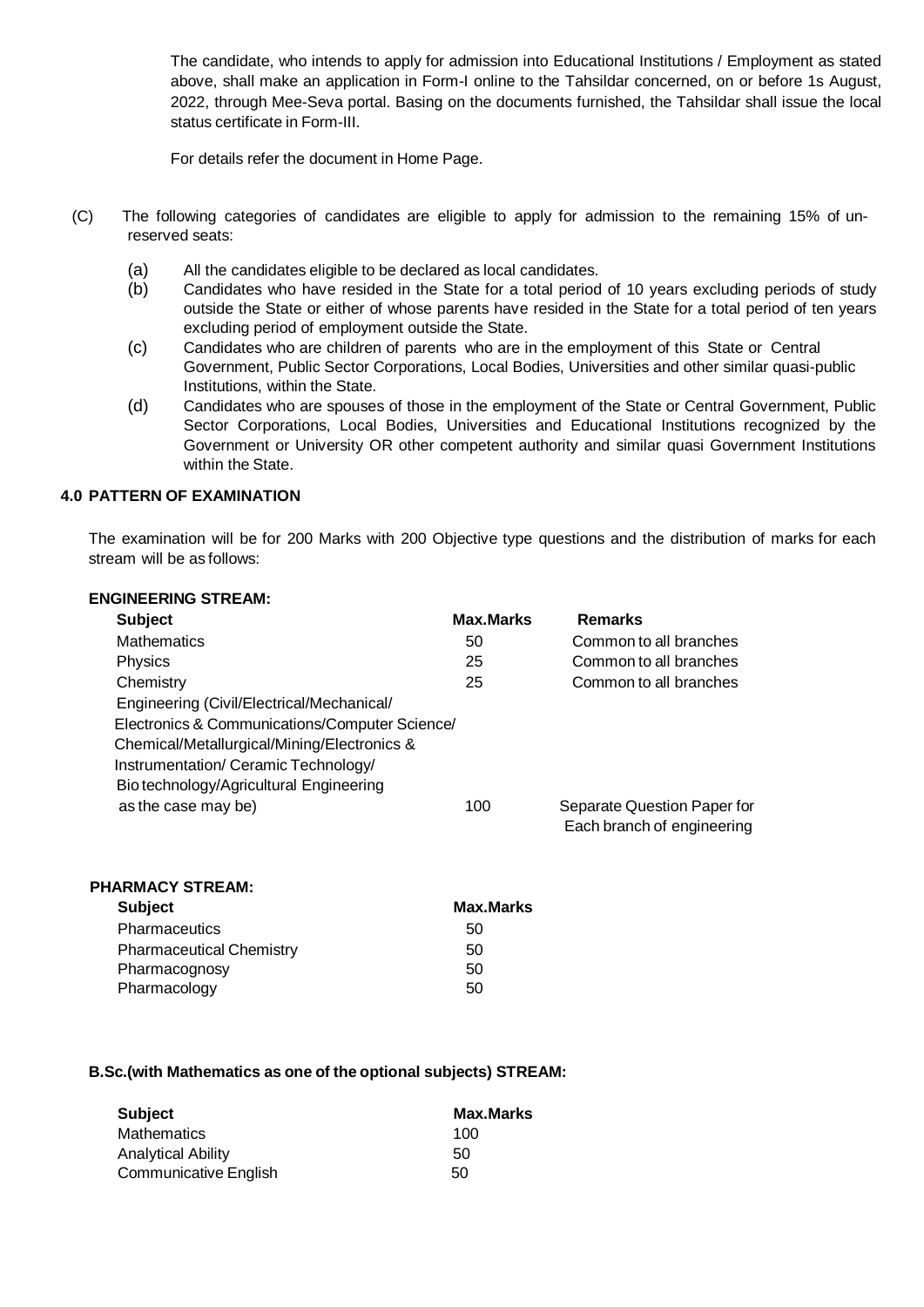The candidate, who intends to apply for admission into Educational Institutions / Employment as stated above, shall make an application in Form-I online to the Tahsildar concerned, on or before 1s August, 2022, through Mee-Seva portal. Basing on the documents furnished, the Tahsildar shall issue the local status certificate in Form-III.

For details refer the document in Home Page.

(C) The following categories of candidates are eligible to apply for admission to the remaining 15% of un-reserved seats:

(a) All the candidates eligible to be declared as local candidates.

(b) Candidates who have resided in the State for a total period of 10 years excluding periods of study outside the State or either of whose parents have resided in the State for a total period of ten years excluding period of employment outside the State.

(c) Candidates who are children of parents who are in the employment of this State or Central Government, Public Sector Corporations, Local Bodies, Universities and other similar quasi-public Institutions, within the State.

(d) Candidates who are spouses of those in the employment of the State or Central Government, Public Sector Corporations, Local Bodies, Universities and Educational Institutions recognized by the Government or University OR other competent authority and similar quasi Government Institutions within the State.

## 4.0 PATTERN OF EXAMINATION

The examination will be for 200 Marks with 200 Objective type questions and the distribution of marks for each stream will be as follows:

**ENGINEERING STREAM:**

| Subject | Max.Marks | Remarks |
|---|---|---|
| Mathematics | 50 | Common to all branches |
| Physics | 25 | Common to all branches |
| Chemistry | 25 | Common to all branches |
| Engineering (Civil/Electrical/Mechanical/ Electronics & Communications/Computer Science/ Chemical/Metallurgical/Mining/Electronics & Instrumentation/ Ceramic Technology/ Bio technology/Agricultural Engineering as the case may be) | 100 | Separate Question Paper for Each branch of engineering |

**PHARMACY STREAM:**

| Subject | Max.Marks |
|---|---|
| Pharmaceutics | 50 |
| Pharmaceutical Chemistry | 50 |
| Pharmacognosy | 50 |
| Pharmacology | 50 |

**B.Sc.(with Mathematics as one of the optional subjects) STREAM:**

| Subject | Max.Marks |
|---|---|
| Mathematics | 100 |
| Analytical Ability | 50 |
| Communicative English | 50 |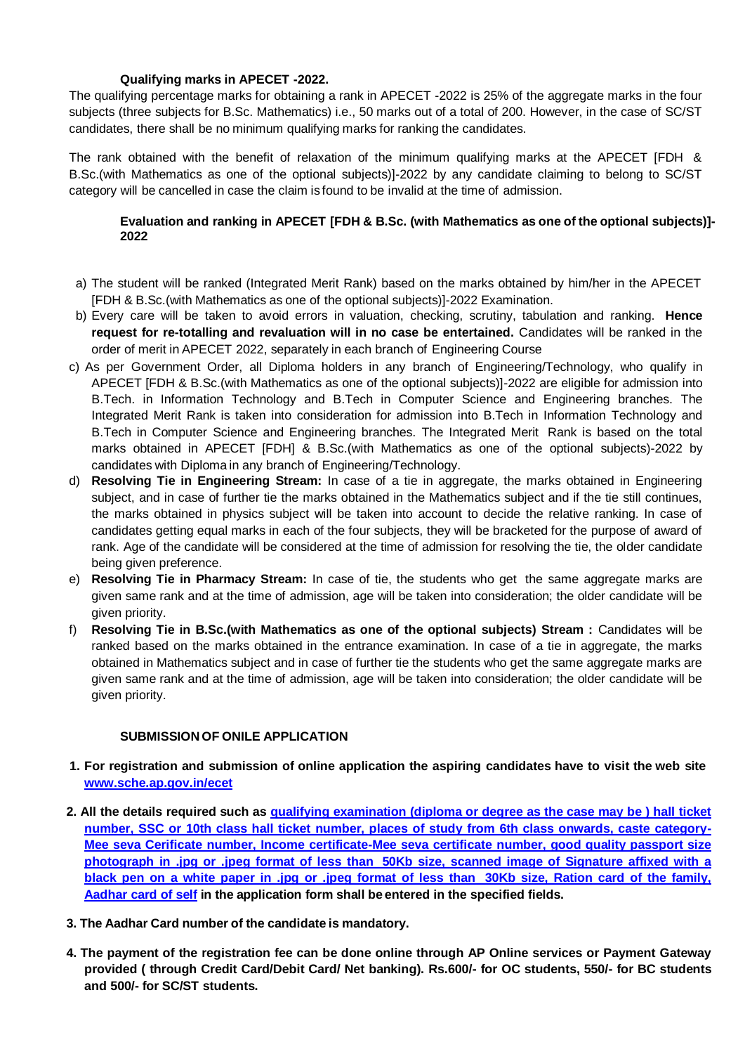### Qualifying marks in APECET -2022.

The qualifying percentage marks for obtaining a rank in APECET -2022 is 25% of the aggregate marks in the four subjects (three subjects for B.Sc. Mathematics) i.e., 50 marks out of a total of 200. However, in the case of SC/ST candidates, there shall be no minimum qualifying marks for ranking the candidates.

The rank obtained with the benefit of relaxation of the minimum qualifying marks at the APECET [FDH & B.Sc.(with Mathematics as one of the optional subjects)]-2022 by any candidate claiming to belong to SC/ST category will be cancelled in case the claim is found to be invalid at the time of admission.

### Evaluation and ranking in APECET [FDH & B.Sc. (with Mathematics as one of the optional subjects)]-2022

a) The student will be ranked (Integrated Merit Rank) based on the marks obtained by him/her in the APECET [FDH & B.Sc.(with Mathematics as one of the optional subjects)]-2022 Examination.

b) Every care will be taken to avoid errors in valuation, checking, scrutiny, tabulation and ranking. **Hence request for re-totalling and revaluation will in no case be entertained.** Candidates will be ranked in the order of merit in APECET 2022, separately in each branch of Engineering Course

c) As per Government Order, all Diploma holders in any branch of Engineering/Technology, who qualify in APECET [FDH & B.Sc.(with Mathematics as one of the optional subjects)]-2022 are eligible for admission into B.Tech. in Information Technology and B.Tech in Computer Science and Engineering branches. The Integrated Merit Rank is taken into consideration for admission into B.Tech in Information Technology and B.Tech in Computer Science and Engineering branches. The Integrated Merit Rank is based on the total marks obtained in APECET [FDH] & B.Sc.(with Mathematics as one of the optional subjects)-2022 by candidates with Diploma in any branch of Engineering/Technology.

d) **Resolving Tie in Engineering Stream:** In case of a tie in aggregate, the marks obtained in Engineering subject, and in case of further tie the marks obtained in the Mathematics subject and if the tie still continues, the marks obtained in physics subject will be taken into account to decide the relative ranking. In case of candidates getting equal marks in each of the four subjects, they will be bracketed for the purpose of award of rank. Age of the candidate will be considered at the time of admission for resolving the tie, the older candidate being given preference.

e) **Resolving Tie in Pharmacy Stream:** In case of tie, the students who get the same aggregate marks are given same rank and at the time of admission, age will be taken into consideration; the older candidate will be given priority.

f) **Resolving Tie in B.Sc.(with Mathematics as one of the optional subjects) Stream :** Candidates will be ranked based on the marks obtained in the entrance examination. In case of a tie in aggregate, the marks obtained in Mathematics subject and in case of further tie the students who get the same aggregate marks are given same rank and at the time of admission, age will be taken into consideration; the older candidate will be given priority.

### SUBMISSION OF ONILE APPLICATION

1. **For registration and submission of online application the aspiring candidates have to visit the web site [www.sche.ap.gov.in/ecet](www.sche.ap.gov.in/ecet)**

2. **All the details required such as qualifying examination (diploma or degree as the case may be ) hall ticket number, SSC or 10th class hall ticket number, places of study from 6th class onwards, caste category-Mee seva Cerificate number, Income certificate-Mee seva certificate number, good quality passport size photograph in .jpg or .jpeg format of less than 50Kb size, scanned image of Signature affixed with a black pen on a white paper in .jpg or .jpeg format of less than 30Kb size, Ration card of the family, Aadhar card of self in the application form shall be entered in the specified fields.**

3. **The Aadhar Card number of the candidate is mandatory.**

4. **The payment of the registration fee can be done online through AP Online services or Payment Gateway provided ( through Credit Card/Debit Card/ Net banking). Rs.600/- for OC students, 550/- for BC students and 500/- for SC/ST students.**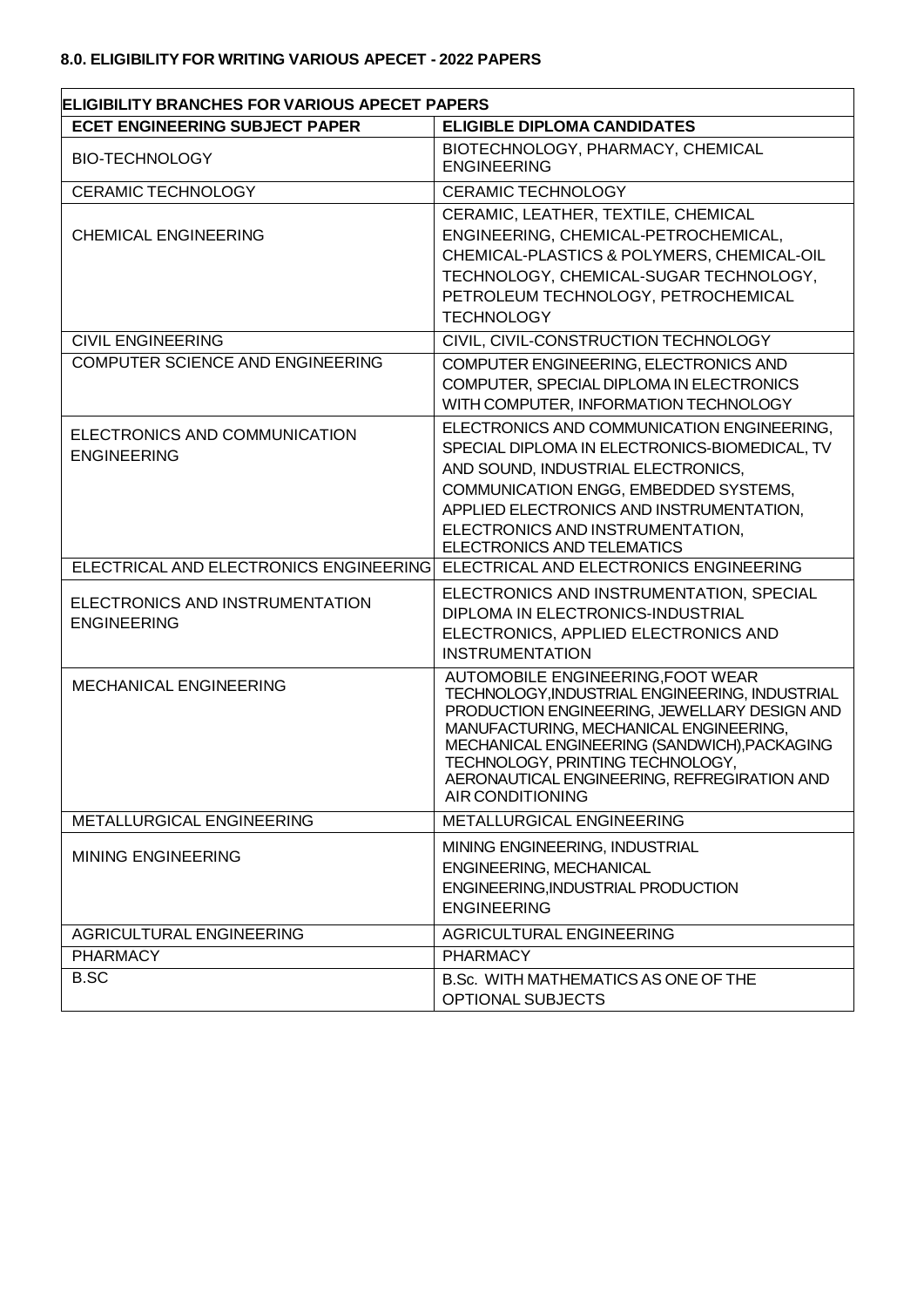### 8.0. ELIGIBILITY FOR WRITING VARIOUS APECET - 2022 PAPERS

| ELIGIBILITY BRANCHES FOR VARIOUS APECET PAPERS | |
|---|---|
| **ECET ENGINEERING SUBJECT PAPER** | **ELIGIBLE DIPLOMA CANDIDATES** |
| BIO-TECHNOLOGY | BIOTECHNOLOGY, PHARMACY, CHEMICAL ENGINEERING |
| CERAMIC TECHNOLOGY | CERAMIC TECHNOLOGY |
| CHEMICAL ENGINEERING | CERAMIC, LEATHER, TEXTILE, CHEMICAL ENGINEERING, CHEMICAL-PETROCHEMICAL, CHEMICAL-PLASTICS & POLYMERS, CHEMICAL-OIL TECHNOLOGY, CHEMICAL-SUGAR TECHNOLOGY, PETROLEUM TECHNOLOGY, PETROCHEMICAL TECHNOLOGY |
| CIVIL ENGINEERING | CIVIL, CIVIL-CONSTRUCTION TECHNOLOGY |
| COMPUTER SCIENCE AND ENGINEERING | COMPUTER ENGINEERING, ELECTRONICS AND COMPUTER, SPECIAL DIPLOMA IN ELECTRONICS WITH COMPUTER, INFORMATION TECHNOLOGY |
| ELECTRONICS AND COMMUNICATION ENGINEERING | ELECTRONICS AND COMMUNICATION ENGINEERING, SPECIAL DIPLOMA IN ELECTRONICS-BIOMEDICAL, TV AND SOUND, INDUSTRIAL ELECTRONICS, COMMUNICATION ENGG, EMBEDDED SYSTEMS, APPLIED ELECTRONICS AND INSTRUMENTATION, ELECTRONICS AND INSTRUMENTATION, ELECTRONICS AND TELEMATICS |
| ELECTRICAL AND ELECTRONICS ENGINEERING | ELECTRICAL AND ELECTRONICS ENGINEERING |
| ELECTRONICS AND INSTRUMENTATION ENGINEERING | ELECTRONICS AND INSTRUMENTATION, SPECIAL DIPLOMA IN ELECTRONICS-INDUSTRIAL ELECTRONICS, APPLIED ELECTRONICS AND INSTRUMENTATION |
| MECHANICAL ENGINEERING | AUTOMOBILE ENGINEERING,FOOT WEAR TECHNOLOGY,INDUSTRIAL ENGINEERING, INDUSTRIAL PRODUCTION ENGINEERING, JEWELLARY DESIGN AND MANUFACTURING, MECHANICAL ENGINEERING, MECHANICAL ENGINEERING (SANDWICH),PACKAGING TECHNOLOGY, PRINTING TECHNOLOGY, AERONAUTICAL ENGINEERING, REFREGIRATION AND AIR CONDITIONING |
| METALLURGICAL ENGINEERING | METALLURGICAL ENGINEERING |
| MINING ENGINEERING | MINING ENGINEERING, INDUSTRIAL ENGINEERING, MECHANICAL ENGINEERING,INDUSTRIAL PRODUCTION ENGINEERING |
| AGRICULTURAL ENGINEERING | AGRICULTURAL ENGINEERING |
| PHARMACY | PHARMACY |
| B.SC | B.Sc. WITH MATHEMATICS AS ONE OF THE OPTIONAL SUBJECTS |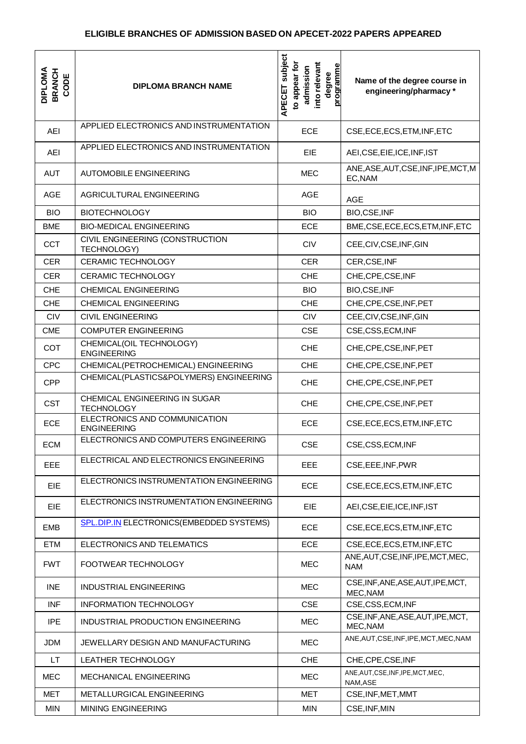## ELIGIBLE BRANCHES OF ADMISSION BASED ON APECET-2022 PAPERS APPEARED

| DIPLOMA BRANCH CODE | DIPLOMA BRANCH NAME | APECET subject to appear for admission into relevant degree programme | Name of the degree course in engineering/pharmacy * |
|---|---|---|---|
| AEI | APPLIED ELECTRONICS AND INSTRUMENTATION | ECE | CSE,ECE,ECS,ETM,INF,ETC |
| AEI | APPLIED ELECTRONICS AND INSTRUMENTATION | EIE | AEI,CSE,EIE,ICE,INF,IST |
| AUT | AUTOMOBILE ENGINEERING | MEC | ANE,ASE,AUT,CSE,INF,IPE,MCT,MEC,NAM |
| AGE | AGRICULTURAL ENGINEERING | AGE | AGE |
| BIO | BIOTECHNOLOGY | BIO | BIO,CSE,INF |
| BME | BIO-MEDICAL ENGINEERING | ECE | BME,CSE,ECE,ECS,ETM,INF,ETC |
| CCT | CIVIL ENGINEERING (CONSTRUCTION TECHNOLOGY) | CIV | CEE,CIV,CSE,INF,GIN |
| CER | CERAMIC TECHNOLOGY | CER | CER,CSE,INF |
| CER | CERAMIC TECHNOLOGY | CHE | CHE,CPE,CSE,INF |
| CHE | CHEMICAL ENGINEERING | BIO | BIO,CSE,INF |
| CHE | CHEMICAL ENGINEERING | CHE | CHE,CPE,CSE,INF,PET |
| CIV | CIVIL ENGINEERING | CIV | CEE,CIV,CSE,INF,GIN |
| CME | COMPUTER ENGINEERING | CSE | CSE,CSS,ECM,INF |
| COT | CHEMICAL(OIL TECHNOLOGY) ENGINEERING | CHE | CHE,CPE,CSE,INF,PET |
| CPC | CHEMICAL(PETROCHEMICAL) ENGINEERING | CHE | CHE,CPE,CSE,INF,PET |
| CPP | CHEMICAL(PLASTICS&POLYMERS) ENGINEERING | CHE | CHE,CPE,CSE,INF,PET |
| CST | CHEMICAL ENGINEERING IN SUGAR TECHNOLOGY | CHE | CHE,CPE,CSE,INF,PET |
| ECE | ELECTRONICS AND COMMUNICATION ENGINEERING | ECE | CSE,ECE,ECS,ETM,INF,ETC |
| ECM | ELECTRONICS AND COMPUTERS ENGINEERING | CSE | CSE,CSS,ECM,INF |
| EEE | ELECTRICAL AND ELECTRONICS ENGINEERING | EEE | CSE,EEE,INF,PWR |
| EIE | ELECTRONICS INSTRUMENTATION ENGINEERING | ECE | CSE,ECE,ECS,ETM,INF,ETC |
| EIE | ELECTRONICS INSTRUMENTATION ENGINEERING | EIE | AEI,CSE,EIE,ICE,INF,IST |
| EMB | SPL.DIP.IN ELECTRONICS(EMBEDDED SYSTEMS) | ECE | CSE,ECE,ECS,ETM,INF,ETC |
| ETM | ELECTRONICS AND TELEMATICS | ECE | CSE,ECE,ECS,ETM,INF,ETC |
| FWT | FOOTWEAR TECHNOLOGY | MEC | ANE,AUT,CSE,INF,IPE,MCT,MEC,NAM |
| INE | INDUSTRIAL ENGINEERING | MEC | CSE,INF,ANE,ASE,AUT,IPE,MCT,MEC,NAM |
| INF | INFORMATION TECHNOLOGY | CSE | CSE,CSS,ECM,INF |
| IPE | INDUSTRIAL PRODUCTION ENGINEERING | MEC | CSE,INF,ANE,ASE,AUT,IPE,MCT,MEC,NAM |
| JDM | JEWELLARY DESIGN AND MANUFACTURING | MEC | ANE,AUT,CSE,INF,IPE,MCT,MEC,NAM |
| LT | LEATHER TECHNOLOGY | CHE | CHE,CPE,CSE,INF |
| MEC | MECHANICAL ENGINEERING | MEC | ANE,AUT,CSE,INF,IPE,MCT,MEC,NAM,ASE |
| MET | METALLURGICAL ENGINEERING | MET | CSE,INF,MET,MMT |
| MIN | MINING ENGINEERING | MIN | CSE,INF,MIN |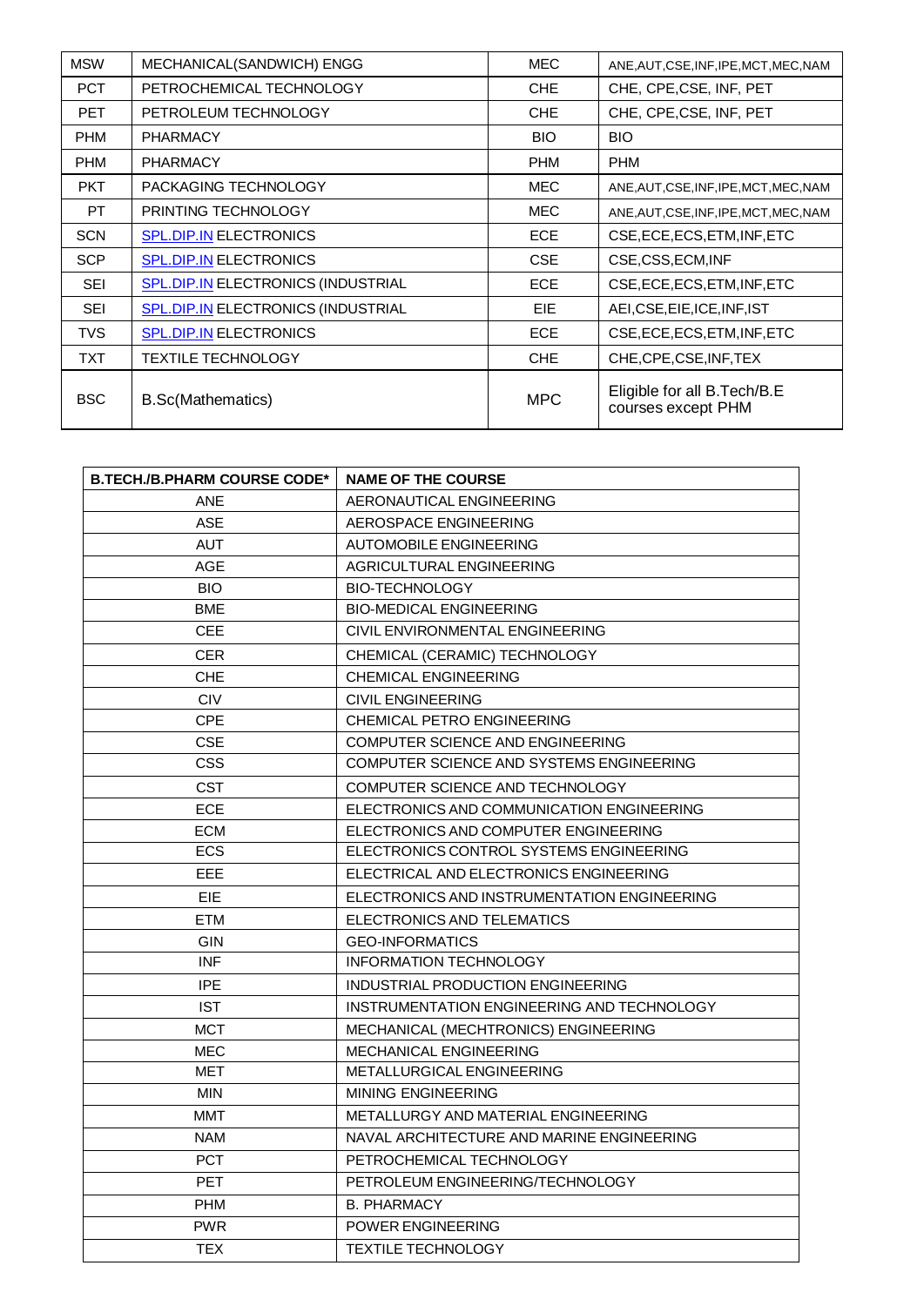| MSW | MECHANICAL(SANDWICH) ENGG | MEC | ANE,AUT,CSE,INF,IPE,MCT,MEC,NAM |
|---|---|---|---|
| PCT | PETROCHEMICAL TECHNOLOGY | CHE | CHE, CPE,CSE, INF, PET |
| PET | PETROLEUM TECHNOLOGY | CHE | CHE, CPE,CSE, INF, PET |
| PHM | PHARMACY | BIO | BIO |
| PHM | PHARMACY | PHM | PHM |
| PKT | PACKAGING TECHNOLOGY | MEC | ANE,AUT,CSE,INF,IPE,MCT,MEC,NAM |
| PT | PRINTING TECHNOLOGY | MEC | ANE,AUT,CSE,INF,IPE,MCT,MEC,NAM |
| SCN | SPL.DIP.IN ELECTRONICS | ECE | CSE,ECE,ECS,ETM,INF,ETC |
| SCP | SPL.DIP.IN ELECTRONICS | CSE | CSE,CSS,ECM,INF |
| SEI | SPL.DIP.IN ELECTRONICS (INDUSTRIAL | ECE | CSE,ECE,ECS,ETM,INF,ETC |
| SEI | SPL.DIP.IN ELECTRONICS (INDUSTRIAL | EIE | AEI,CSE,EIE,ICE,INF,IST |
| TVS | SPL.DIP.IN ELECTRONICS | ECE | CSE,ECE,ECS,ETM,INF,ETC |
| TXT | TEXTILE TECHNOLOGY | CHE | CHE,CPE,CSE,INF,TEX |
| BSC | B.Sc(Mathematics) | MPC | Eligible for all B.Tech/B.E courses except PHM |

| B.TECH./B.PHARM COURSE CODE* | NAME OF THE COURSE |
|---|---|
| ANE | AERONAUTICAL ENGINEERING |
| ASE | AEROSPACE ENGINEERING |
| AUT | AUTOMOBILE ENGINEERING |
| AGE | AGRICULTURAL ENGINEERING |
| BIO | BIO-TECHNOLOGY |
| BME | BIO-MEDICAL ENGINEERING |
| CEE | CIVIL ENVIRONMENTAL ENGINEERING |
| CER | CHEMICAL (CERAMIC) TECHNOLOGY |
| CHE | CHEMICAL ENGINEERING |
| CIV | CIVIL ENGINEERING |
| CPE | CHEMICAL PETRO ENGINEERING |
| CSE | COMPUTER SCIENCE AND ENGINEERING |
| CSS | COMPUTER SCIENCE AND SYSTEMS ENGINEERING |
| CST | COMPUTER SCIENCE AND TECHNOLOGY |
| ECE | ELECTRONICS AND COMMUNICATION ENGINEERING |
| ECM | ELECTRONICS AND COMPUTER ENGINEERING |
| ECS | ELECTRONICS CONTROL SYSTEMS ENGINEERING |
| EEE | ELECTRICAL AND ELECTRONICS ENGINEERING |
| EIE | ELECTRONICS AND INSTRUMENTATION ENGINEERING |
| ETM | ELECTRONICS AND TELEMATICS |
| GIN | GEO-INFORMATICS |
| INF | INFORMATION TECHNOLOGY |
| IPE | INDUSTRIAL PRODUCTION ENGINEERING |
| IST | INSTRUMENTATION ENGINEERING AND TECHNOLOGY |
| MCT | MECHANICAL (MECHTRONICS) ENGINEERING |
| MEC | MECHANICAL ENGINEERING |
| MET | METALLURGICAL ENGINEERING |
| MIN | MINING ENGINEERING |
| MMT | METALLURGY AND MATERIAL ENGINEERING |
| NAM | NAVAL ARCHITECTURE AND MARINE ENGINEERING |
| PCT | PETROCHEMICAL TECHNOLOGY |
| PET | PETROLEUM ENGINEERING/TECHNOLOGY |
| PHM | B. PHARMACY |
| PWR | POWER ENGINEERING |
| TEX | TEXTILE TECHNOLOGY |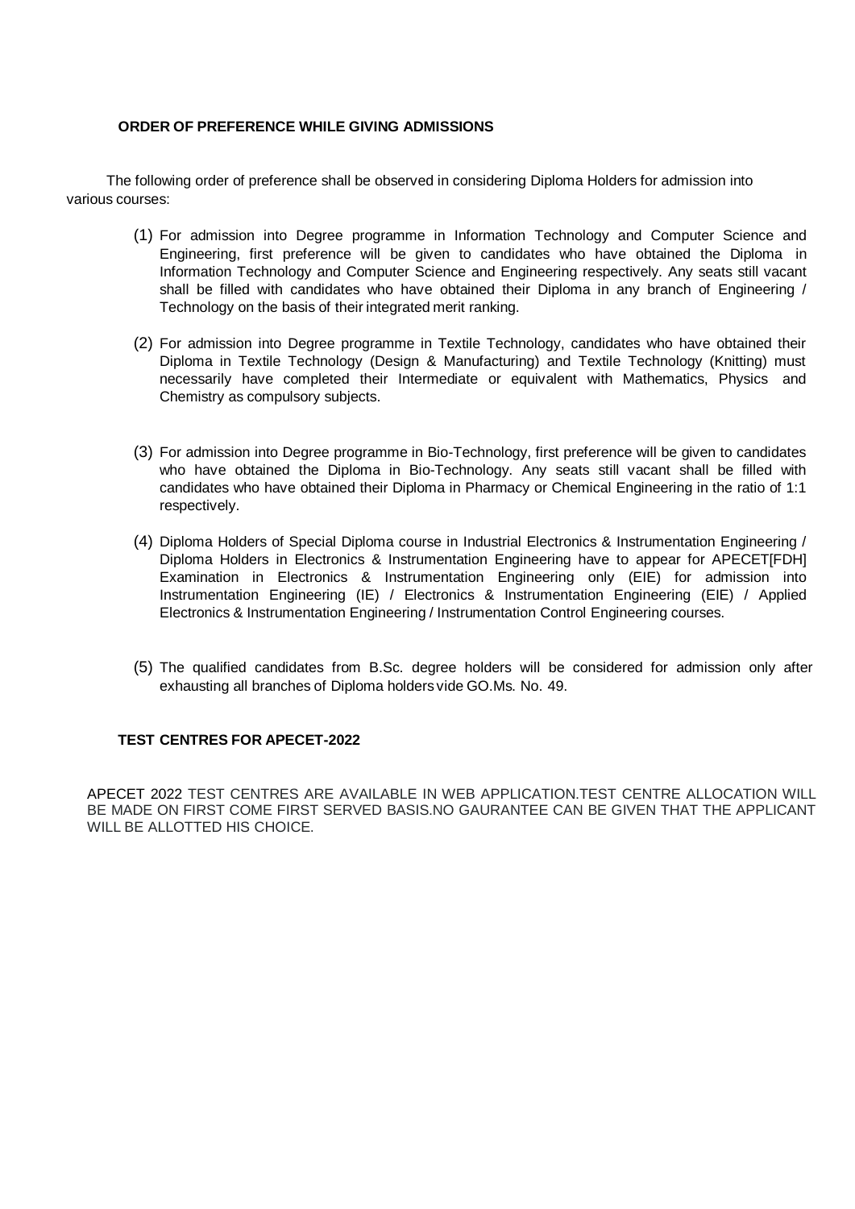## ORDER OF PREFERENCE WHILE GIVING ADMISSIONS

The following order of preference shall be observed in considering Diploma Holders for admission into various courses:

(1) For admission into Degree programme in Information Technology and Computer Science and Engineering, first preference will be given to candidates who have obtained the Diploma in Information Technology and Computer Science and Engineering respectively. Any seats still vacant shall be filled with candidates who have obtained their Diploma in any branch of Engineering / Technology on the basis of their integrated merit ranking.

(2) For admission into Degree programme in Textile Technology, candidates who have obtained their Diploma in Textile Technology (Design & Manufacturing) and Textile Technology (Knitting) must necessarily have completed their Intermediate or equivalent with Mathematics, Physics and Chemistry as compulsory subjects.

(3) For admission into Degree programme in Bio-Technology, first preference will be given to candidates who have obtained the Diploma in Bio-Technology. Any seats still vacant shall be filled with candidates who have obtained their Diploma in Pharmacy or Chemical Engineering in the ratio of 1:1 respectively.

(4) Diploma Holders of Special Diploma course in Industrial Electronics & Instrumentation Engineering / Diploma Holders in Electronics & Instrumentation Engineering have to appear for APECET[FDH] Examination in Electronics & Instrumentation Engineering only (EIE) for admission into Instrumentation Engineering (IE) / Electronics & Instrumentation Engineering (EIE) / Applied Electronics & Instrumentation Engineering / Instrumentation Control Engineering courses.

(5) The qualified candidates from B.Sc. degree holders will be considered for admission only after exhausting all branches of Diploma holders vide GO.Ms. No. 49.

## TEST CENTRES FOR APECET-2022

APECET 2022 TEST CENTRES ARE AVAILABLE IN WEB APPLICATION.TEST CENTRE ALLOCATION WILL BE MADE ON FIRST COME FIRST SERVED BASIS.NO GAURANTEE CAN BE GIVEN THAT THE APPLICANT WILL BE ALLOTTED HIS CHOICE.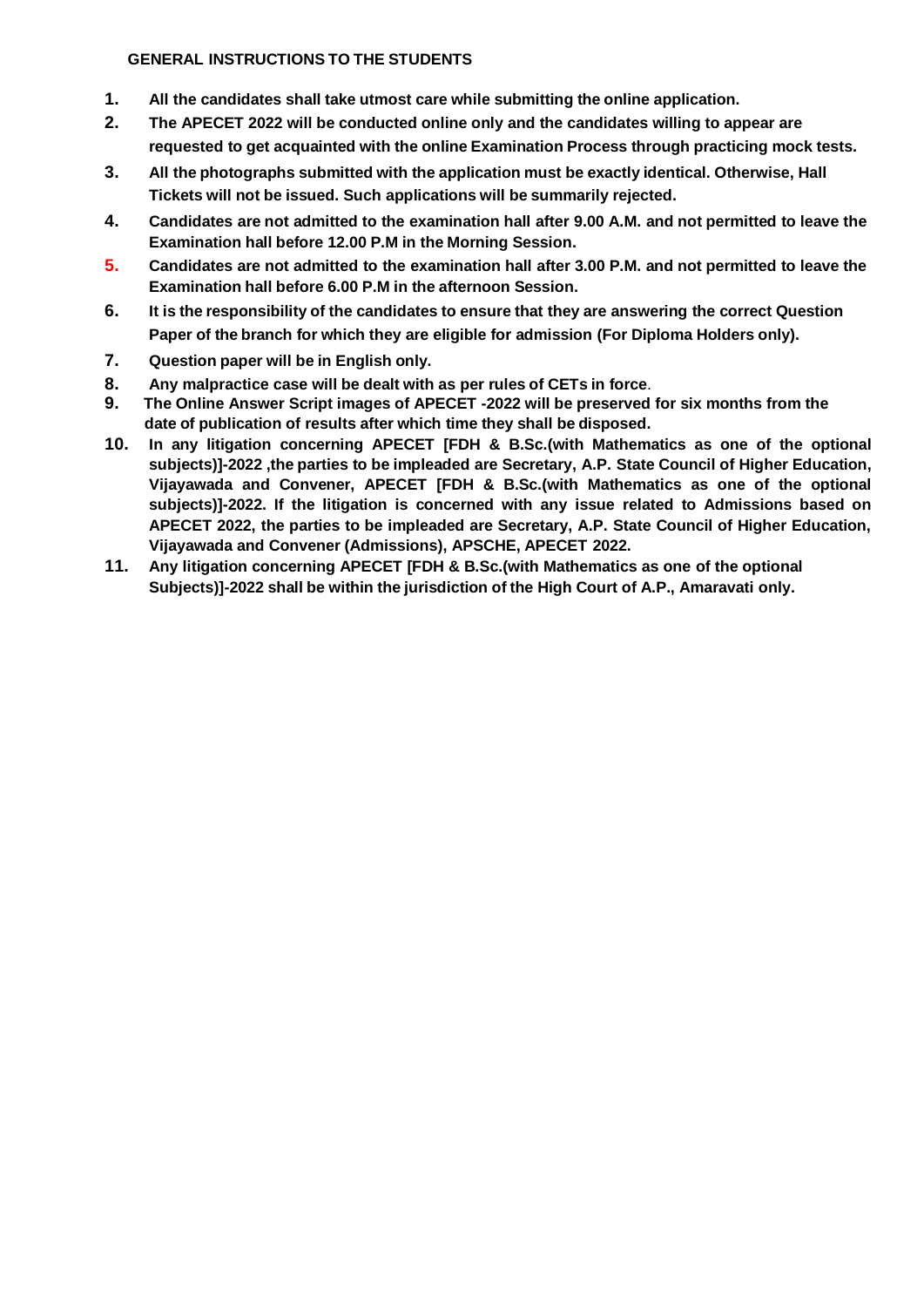**GENERAL INSTRUCTIONS TO THE STUDENTS**

1. **All the candidates shall take utmost care while submitting the online application.**
2. **The APECET 2022 will be conducted online only and the candidates willing to appear are requested to get acquainted with the online Examination Process through practicing mock tests.**
3. **All the photographs submitted with the application must be exactly identical. Otherwise, Hall Tickets will not be issued. Such applications will be summarily rejected.**
4. **Candidates are not admitted to the examination hall after 9.00 A.M. and not permitted to leave the Examination hall before 12.00 P.M in the Morning Session.**
5. **Candidates are not admitted to the examination hall after 3.00 P.M. and not permitted to leave the Examination hall before 6.00 P.M in the afternoon Session.**
6. **It is the responsibility of the candidates to ensure that they are answering the correct Question Paper of the branch for which they are eligible for admission (For Diploma Holders only).**
7. **Question paper will be in English only.**
8. **Any malpractice case will be dealt with as per rules of CETs in force**.
9. **The Online Answer Script images of APECET -2022 will be preserved for six months from the date of publication of results after which time they shall be disposed.**
10. **In any litigation concerning APECET [FDH & B.Sc.(with Mathematics as one of the optional subjects)]-2022 ,the parties to be impleaded are Secretary, A.P. State Council of Higher Education, Vijayawada and Convener, APECET [FDH & B.Sc.(with Mathematics as one of the optional subjects)]-2022. If the litigation is concerned with any issue related to Admissions based on APECET 2022, the parties to be impleaded are Secretary, A.P. State Council of Higher Education, Vijayawada and Convener (Admissions), APSCHE, APECET 2022.**
11. **Any litigation concerning APECET [FDH & B.Sc.(with Mathematics as one of the optional Subjects)]-2022 shall be within the jurisdiction of the High Court of A.P., Amaravati only.**